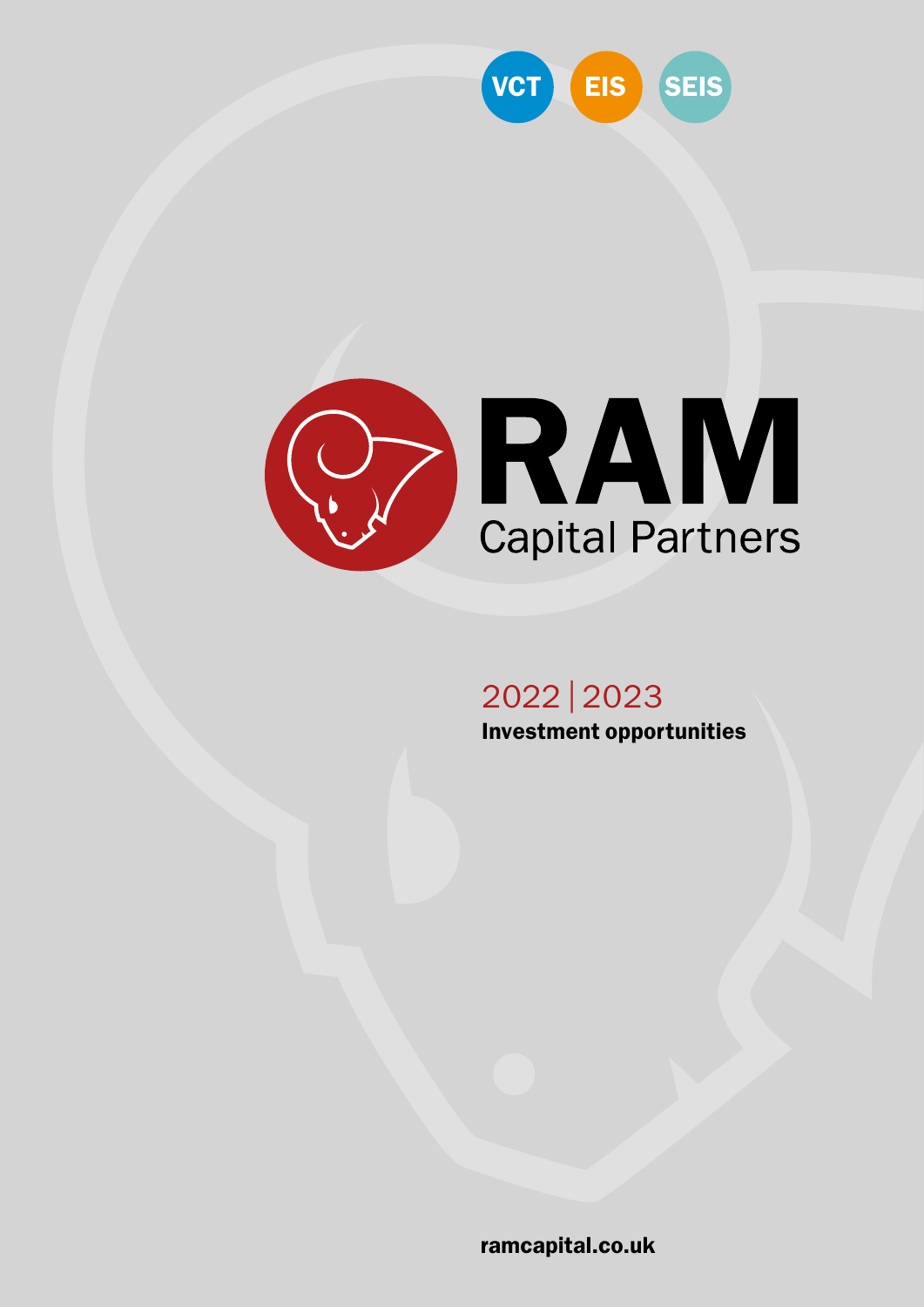VCT EIS SEIS

# RAM
## Capital Partners

2022 | 2023

**Investment opportunities**

**ramcapital.co.uk**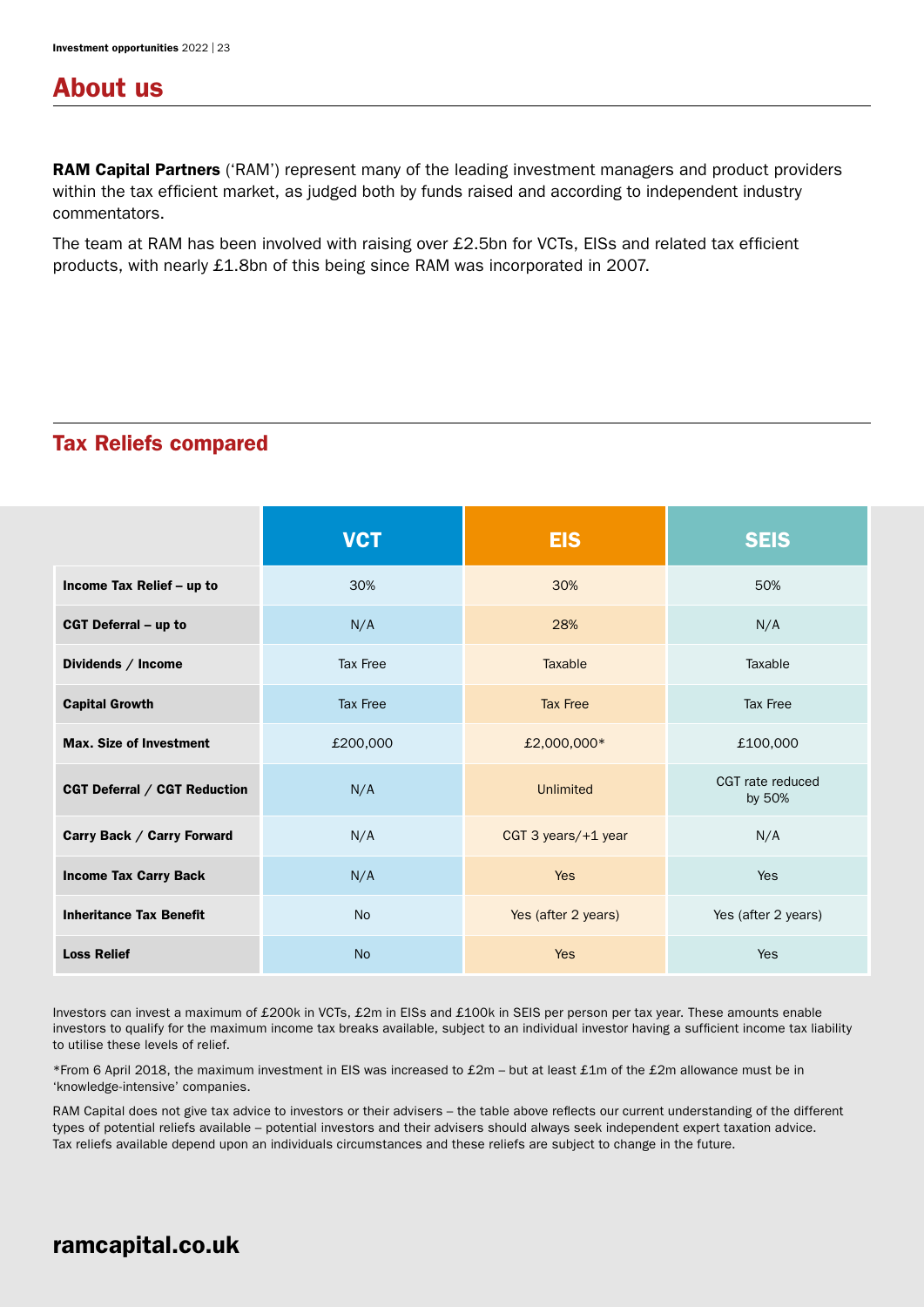## About us

**RAM Capital Partners** ('RAM') represent many of the leading investment managers and product providers within the tax efficient market, as judged both by funds raised and according to independent industry commentators.

The team at RAM has been involved with raising over £2.5bn for VCTs, EISs and related tax efficient products, with nearly £1.8bn of this being since RAM was incorporated in 2007.

## Tax Reliefs compared

| | VCT | EIS | SEIS |
|---|---|---|---|
| **Income Tax Relief – up to** | 30% | 30% | 50% |
| **CGT Deferral – up to** | N/A | 28% | N/A |
| **Dividends / Income** | Tax Free | Taxable | Taxable |
| **Capital Growth** | Tax Free | Tax Free | Tax Free |
| **Max. Size of Investment** | £200,000 | £2,000,000* | £100,000 |
| **CGT Deferral / CGT Reduction** | N/A | Unlimited | CGT rate reduced by 50% |
| **Carry Back / Carry Forward** | N/A | CGT 3 years/+1 year | N/A |
| **Income Tax Carry Back** | N/A | Yes | Yes |
| **Inheritance Tax Benefit** | No | Yes (after 2 years) | Yes (after 2 years) |
| **Loss Relief** | No | Yes | Yes |

Investors can invest a maximum of £200k in VCTs, £2m in EISs and £100k in SEIS per person per tax year. These amounts enable investors to qualify for the maximum income tax breaks available, subject to an individual investor having a sufficient income tax liability to utilise these levels of relief.

*From 6 April 2018, the maximum investment in EIS was increased to £2m – but at least £1m of the £2m allowance must be in 'knowledge-intensive' companies.

RAM Capital does not give tax advice to investors or their advisers – the table above reflects our current understanding of the different types of potential reliefs available – potential investors and their advisers should always seek independent expert taxation advice. Tax reliefs available depend upon an individuals circumstances and these reliefs are subject to change in the future.

**ramcapital.co.uk**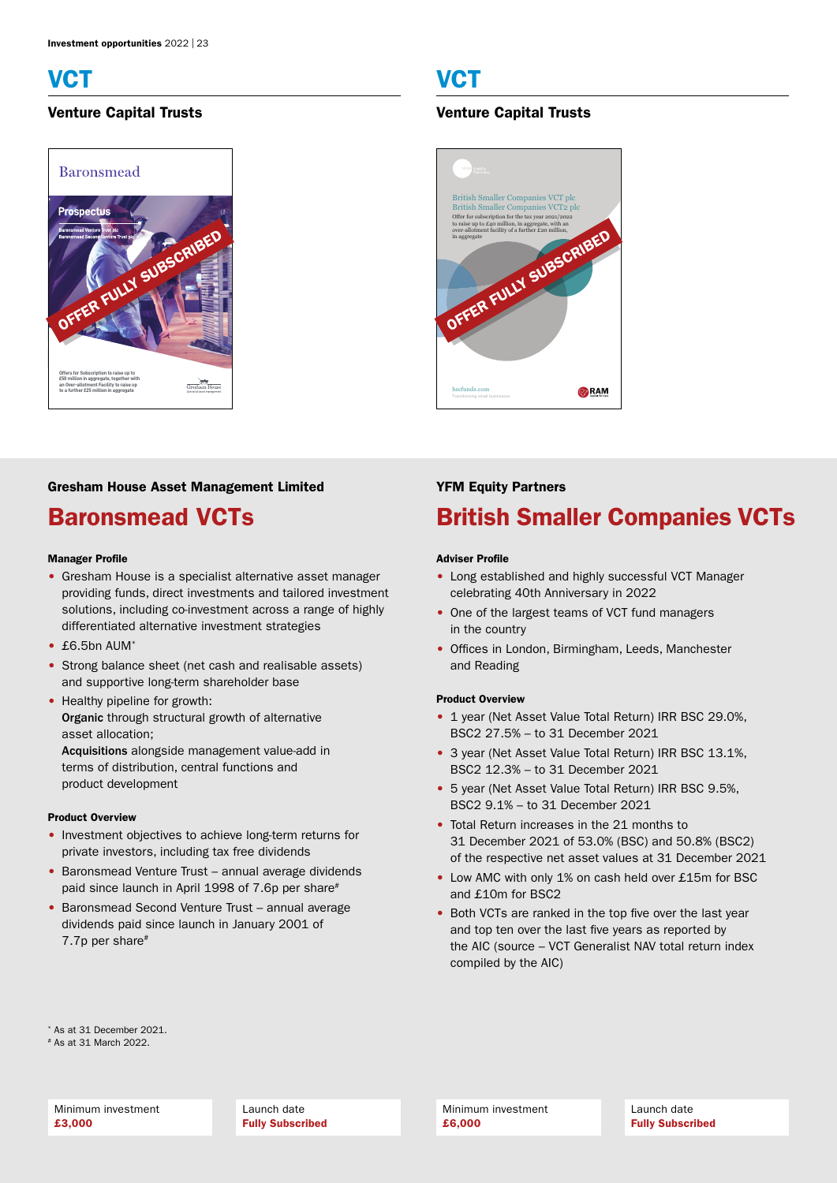# VCT

## Venture Capital Trusts

### Gresham House Asset Management Limited

## Baronsmead VCTs

**Manager Profile**

- Gresham House is a specialist alternative asset manager providing funds, direct investments and tailored investment solutions, including co-investment across a range of highly differentiated alternative investment strategies
- £6.5bn AUM*
- Strong balance sheet (net cash and realisable assets) and supportive long-term shareholder base
- Healthy pipeline for growth:
  **Organic** through structural growth of alternative asset allocation;
  **Acquisitions** alongside management value-add in terms of distribution, central functions and product development

**Product Overview**

- Investment objectives to achieve long-term returns for private investors, including tax free dividends
- Baronsmead Venture Trust – annual average dividends paid since launch in April 1998 of 7.6p per share#
- Baronsmead Second Venture Trust – annual average dividends paid since launch in January 2001 of 7.7p per share#

* As at 31 December 2021.
# As at 31 March 2022.

| Minimum investment | Launch date |
|---|---|
| **£3,000** | **Fully Subscribed** |

# VCT

## Venture Capital Trusts

### YFM Equity Partners

## British Smaller Companies VCTs

**Adviser Profile**

- Long established and highly successful VCT Manager celebrating 40th Anniversary in 2022
- One of the largest teams of VCT fund managers in the country
- Offices in London, Birmingham, Leeds, Manchester and Reading

**Product Overview**

- 1 year (Net Asset Value Total Return) IRR BSC 29.0%, BSC2 27.5% – to 31 December 2021
- 3 year (Net Asset Value Total Return) IRR BSC 13.1%, BSC2 12.3% – to 31 December 2021
- 5 year (Net Asset Value Total Return) IRR BSC 9.5%, BSC2 9.1% – to 31 December 2021
- Total Return increases in the 21 months to 31 December 2021 of 53.0% (BSC) and 50.8% (BSC2) of the respective net asset values at 31 December 2021
- Low AMC with only 1% on cash held over £15m for BSC and £10m for BSC2
- Both VCTs are ranked in the top five over the last year and top ten over the last five years as reported by the AIC (source – VCT Generalist NAV total return index compiled by the AIC)

| Minimum investment | Launch date |
|---|---|
| **£6,000** | **Fully Subscribed** |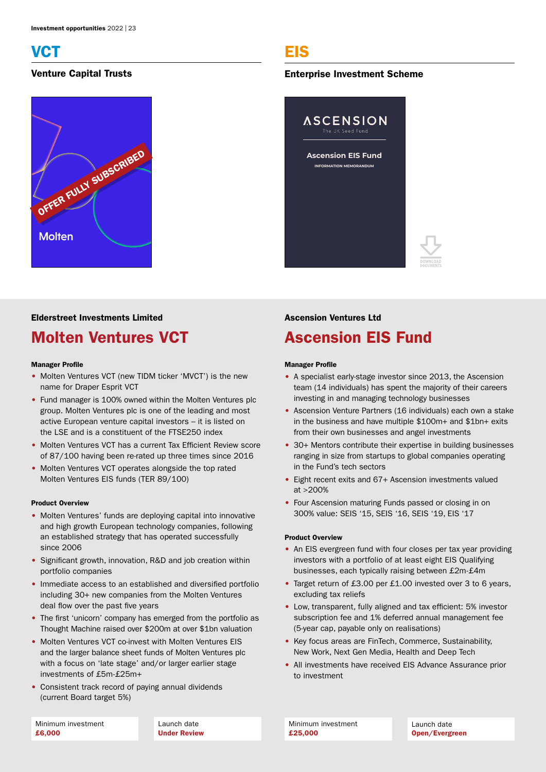# VCT

## Venture Capital Trusts

### Elderstreet Investments Limited

## Molten Ventures VCT

**Manager Profile**

- Molten Ventures VCT (new TIDM ticker 'MVCT') is the new name for Draper Esprit VCT
- Fund manager is 100% owned within the Molten Ventures plc group. Molten Ventures plc is one of the leading and most active European venture capital investors – it is listed on the LSE and is a constituent of the FTSE250 index
- Molten Ventures VCT has a current Tax Efficient Review score of 87/100 having been re-rated up three times since 2016
- Molten Ventures VCT operates alongside the top rated Molten Ventures EIS funds (TER 89/100)

**Product Overview**

- Molten Ventures' funds are deploying capital into innovative and high growth European technology companies, following an established strategy that has operated successfully since 2006
- Significant growth, innovation, R&D and job creation within portfolio companies
- Immediate access to an established and diversified portfolio including 30+ new companies from the Molten Ventures deal flow over the past five years
- The first 'unicorn' company has emerged from the portfolio as Thought Machine raised over $200m at over $1bn valuation
- Molten Ventures VCT co-invest with Molten Ventures EIS and the larger balance sheet funds of Molten Ventures plc with a focus on 'late stage' and/or larger earlier stage investments of £5m-£25m+
- Consistent track record of paying annual dividends (current Board target 5%)

| Minimum investment | Launch date |
|---|---|
| **£6,000** | **Under Review** |

# EIS

## Enterprise Investment Scheme

### Ascension Ventures Ltd

## Ascension EIS Fund

**Manager Profile**

- A specialist early-stage investor since 2013, the Ascension team (14 individuals) has spent the majority of their careers investing in and managing technology businesses
- Ascension Venture Partners (16 individuals) each own a stake in the business and have multiple $100m+ and $1bn+ exits from their own businesses and angel investments
- 30+ Mentors contribute their expertise in building businesses ranging in size from startups to global companies operating in the Fund's tech sectors
- Eight recent exits and 67+ Ascension investments valued at >200%
- Four Ascension maturing Funds passed or closing in on 300% value: SEIS '15, SEIS '16, SEIS '19, EIS '17

**Product Overview**

- An EIS evergreen fund with four closes per tax year providing investors with a portfolio of at least eight EIS Qualifying businesses, each typically raising between £2m-£4m
- Target return of £3.00 per £1.00 invested over 3 to 6 years, excluding tax reliefs
- Low, transparent, fully aligned and tax efficient: 5% investor subscription fee and 1% deferred annual management fee (5-year cap, payable only on realisations)
- Key focus areas are FinTech, Commerce, Sustainability, New Work, Next Gen Media, Health and Deep Tech
- All investments have received EIS Advance Assurance prior to investment

| Minimum investment | Launch date |
|---|---|
| **£25,000** | **Open/Evergreen** |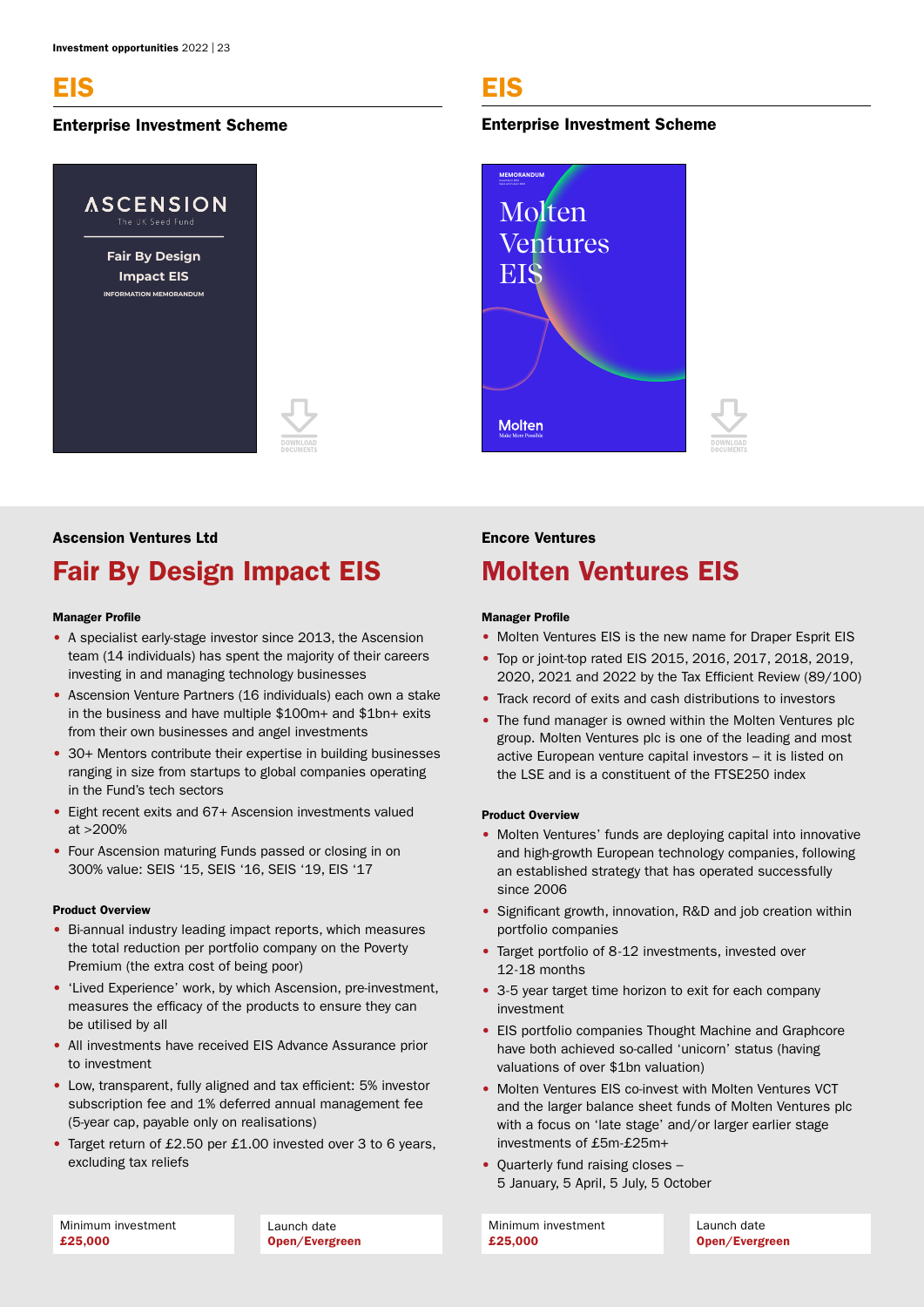# EIS

## Enterprise Investment Scheme

### Ascension Ventures Ltd

## Fair By Design Impact EIS

**Manager Profile**

- A specialist early-stage investor since 2013, the Ascension team (14 individuals) has spent the majority of their careers investing in and managing technology businesses
- Ascension Venture Partners (16 individuals) each own a stake in the business and have multiple $100m+ and $1bn+ exits from their own businesses and angel investments
- 30+ Mentors contribute their expertise in building businesses ranging in size from startups to global companies operating in the Fund's tech sectors
- Eight recent exits and 67+ Ascension investments valued at >200%
- Four Ascension maturing Funds passed or closing in on 300% value: SEIS '15, SEIS '16, SEIS '19, EIS '17

**Product Overview**

- Bi-annual industry leading impact reports, which measures the total reduction per portfolio company on the Poverty Premium (the extra cost of being poor)
- 'Lived Experience' work, by which Ascension, pre-investment, measures the efficacy of the products to ensure they can be utilised by all
- All investments have received EIS Advance Assurance prior to investment
- Low, transparent, fully aligned and tax efficient: 5% investor subscription fee and 1% deferred annual management fee (5-year cap, payable only on realisations)
- Target return of £2.50 per £1.00 invested over 3 to 6 years, excluding tax reliefs

| Minimum investment | Launch date |
|---|---|
| **£25,000** | **Open/Evergreen** |

# EIS

## Enterprise Investment Scheme

### Encore Ventures

## Molten Ventures EIS

**Manager Profile**

- Molten Ventures EIS is the new name for Draper Esprit EIS
- Top or joint-top rated EIS 2015, 2016, 2017, 2018, 2019, 2020, 2021 and 2022 by the Tax Efficient Review (89/100)
- Track record of exits and cash distributions to investors
- The fund manager is owned within the Molten Ventures plc group. Molten Ventures plc is one of the leading and most active European venture capital investors – it is listed on the LSE and is a constituent of the FTSE250 index

**Product Overview**

- Molten Ventures' funds are deploying capital into innovative and high-growth European technology companies, following an established strategy that has operated successfully since 2006
- Significant growth, innovation, R&D and job creation within portfolio companies
- Target portfolio of 8-12 investments, invested over 12-18 months
- 3-5 year target time horizon to exit for each company investment
- EIS portfolio companies Thought Machine and Graphcore have both achieved so-called 'unicorn' status (having valuations of over $1bn valuation)
- Molten Ventures EIS co-invest with Molten Ventures VCT and the larger balance sheet funds of Molten Ventures plc with a focus on 'late stage' and/or larger earlier stage investments of £5m-£25m+
- Quarterly fund raising closes – 5 January, 5 April, 5 July, 5 October

| Minimum investment | Launch date |
|---|---|
| **£25,000** | **Open/Evergreen** |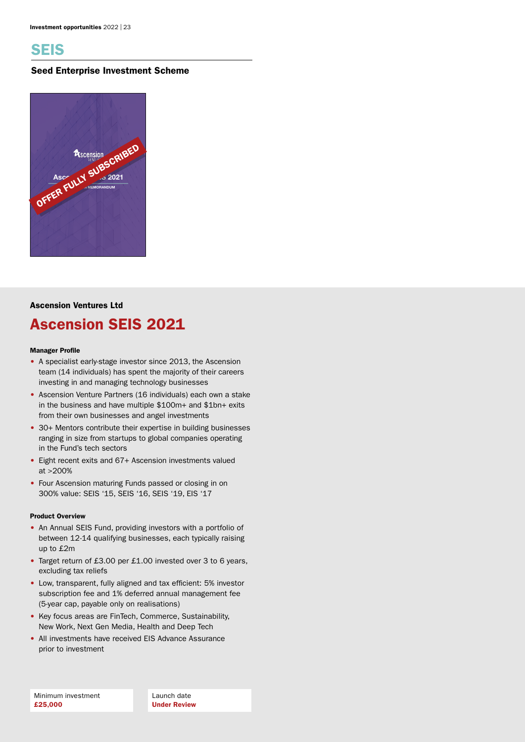# SEIS

### Seed Enterprise Investment Scheme

**Ascension Ventures Ltd**

## Ascension SEIS 2021

**Manager Profile**

- A specialist early-stage investor since 2013, the Ascension team (14 individuals) has spent the majority of their careers investing in and managing technology businesses
- Ascension Venture Partners (16 individuals) each own a stake in the business and have multiple $100m+ and $1bn+ exits from their own businesses and angel investments
- 30+ Mentors contribute their expertise in building businesses ranging in size from startups to global companies operating in the Fund's tech sectors
- Eight recent exits and 67+ Ascension investments valued at >200%
- Four Ascension maturing Funds passed or closing in on 300% value: SEIS '15, SEIS '16, SEIS '19, EIS '17

**Product Overview**

- An Annual SEIS Fund, providing investors with a portfolio of between 12-14 qualifying businesses, each typically raising up to £2m
- Target return of £3.00 per £1.00 invested over 3 to 6 years, excluding tax reliefs
- Low, transparent, fully aligned and tax efficient: 5% investor subscription fee and 1% deferred annual management fee (5-year cap, payable only on realisations)
- Key focus areas are FinTech, Commerce, Sustainability, New Work, Next Gen Media, Health and Deep Tech
- All investments have received EIS Advance Assurance prior to investment

Minimum investment
**£25,000**

Launch date
**Under Review**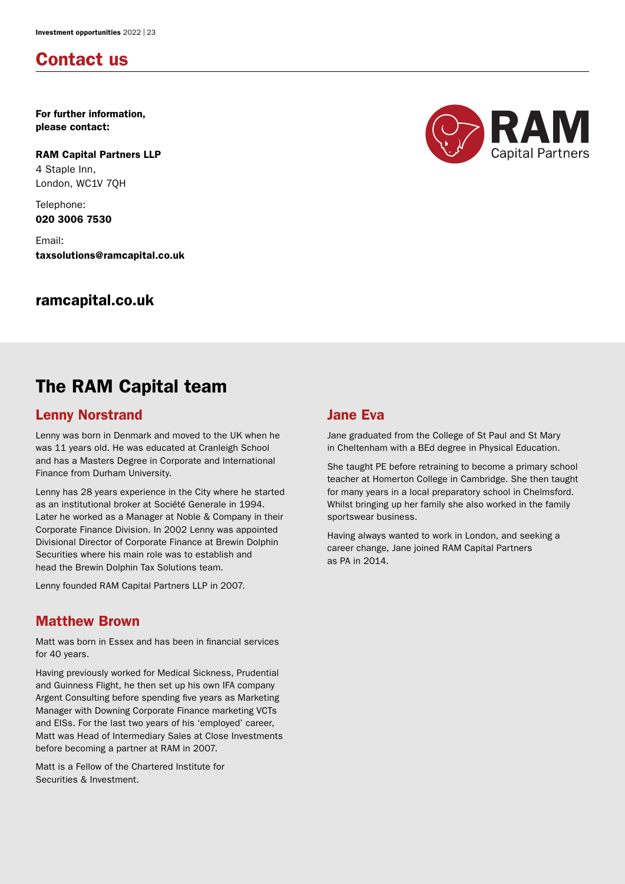## Contact us

**For further information, please contact:**

**RAM Capital Partners LLP**
4 Staple Inn,
London, WC1V 7QH

Telephone:
**020 3006 7530**

Email:
**taxsolutions@ramcapital.co.uk**

### ramcapital.co.uk

## The RAM Capital team

### Lenny Norstrand

Lenny was born in Denmark and moved to the UK when he was 11 years old. He was educated at Cranleigh School and has a Masters Degree in Corporate and International Finance from Durham University.

Lenny has 28 years experience in the City where he started as an institutional broker at Société Generale in 1994. Later he worked as a Manager at Noble & Company in their Corporate Finance Division. In 2002 Lenny was appointed Divisional Director of Corporate Finance at Brewin Dolphin Securities where his main role was to establish and head the Brewin Dolphin Tax Solutions team.

Lenny founded RAM Capital Partners LLP in 2007.

### Matthew Brown

Matt was born in Essex and has been in financial services for 40 years.

Having previously worked for Medical Sickness, Prudential and Guinness Flight, he then set up his own IFA company Argent Consulting before spending five years as Marketing Manager with Downing Corporate Finance marketing VCTs and EISs. For the last two years of his 'employed' career, Matt was Head of Intermediary Sales at Close Investments before becoming a partner at RAM in 2007.

Matt is a Fellow of the Chartered Institute for Securities & Investment.

### Jane Eva

Jane graduated from the College of St Paul and St Mary in Cheltenham with a BEd degree in Physical Education.

She taught PE before retraining to become a primary school teacher at Homerton College in Cambridge. She then taught for many years in a local preparatory school in Chelmsford. Whilst bringing up her family she also worked in the family sportswear business.

Having always wanted to work in London, and seeking a career change, Jane joined RAM Capital Partners as PA in 2014.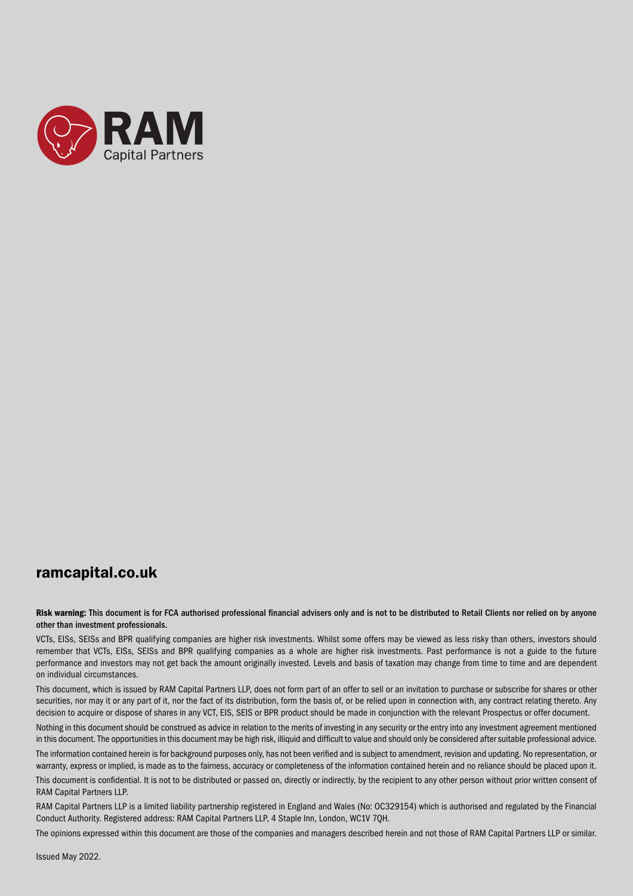**RAM**
Capital Partners

**ramcapital.co.uk**

**Risk warning: This document is for FCA authorised professional financial advisers only and is not to be distributed to Retail Clients nor relied on by anyone other than investment professionals.**

VCTs, EISs, SEISs and BPR qualifying companies are higher risk investments. Whilst some offers may be viewed as less risky than others, investors should remember that VCTs, EISs, SEISs and BPR qualifying companies as a whole are higher risk investments. Past performance is not a guide to the future performance and investors may not get back the amount originally invested. Levels and basis of taxation may change from time to time and are dependent on individual circumstances.

This document, which is issued by RAM Capital Partners LLP, does not form part of an offer to sell or an invitation to purchase or subscribe for shares or other securities, nor may it or any part of it, nor the fact of its distribution, form the basis of, or be relied upon in connection with, any contract relating thereto. Any decision to acquire or dispose of shares in any VCT, EIS, SEIS or BPR product should be made in conjunction with the relevant Prospectus or offer document.

Nothing in this document should be construed as advice in relation to the merits of investing in any security or the entry into any investment agreement mentioned in this document. The opportunities in this document may be high risk, illiquid and difficult to value and should only be considered after suitable professional advice.

The information contained herein is for background purposes only, has not been verified and is subject to amendment, revision and updating. No representation, or warranty, express or implied, is made as to the fairness, accuracy or completeness of the information contained herein and no reliance should be placed upon it.

This document is confidential. It is not to be distributed or passed on, directly or indirectly, by the recipient to any other person without prior written consent of RAM Capital Partners LLP.

RAM Capital Partners LLP is a limited liability partnership registered in England and Wales (No: OC329154) which is authorised and regulated by the Financial Conduct Authority. Registered address: RAM Capital Partners LLP, 4 Staple Inn, London, WC1V 7QH.

The opinions expressed within this document are those of the companies and managers described herein and not those of RAM Capital Partners LLP or similar.

Issued May 2022.